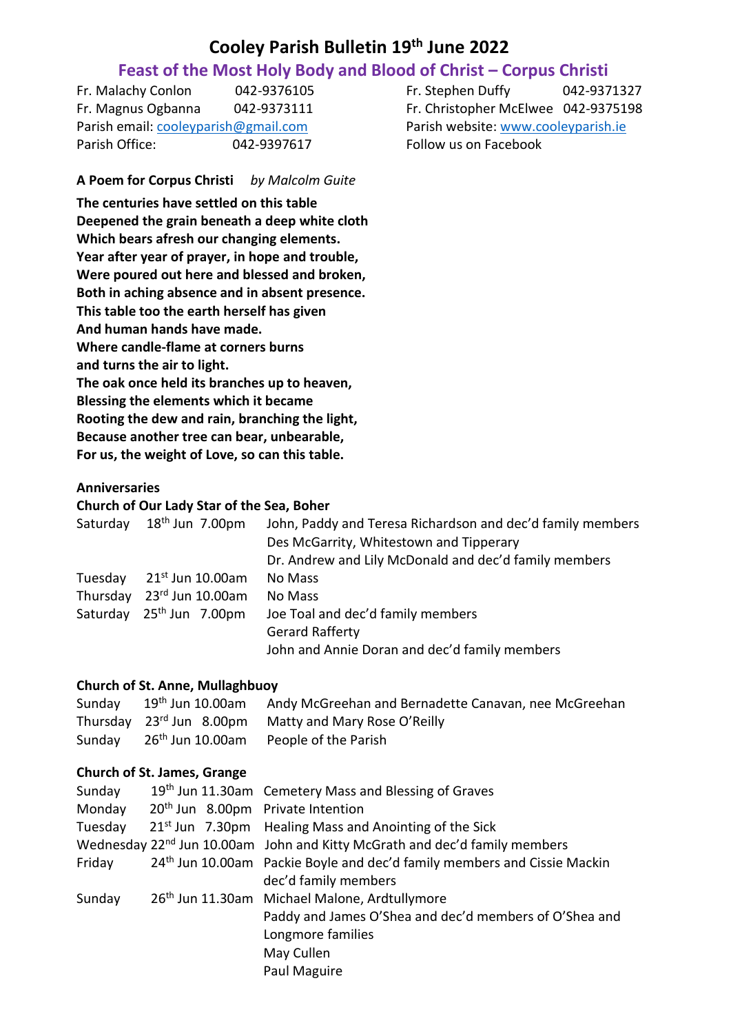# Cooley Parish Bulletin 19th June 2022

## Feast of the Most Holy Body and Blood of Christ – Corpus Christi

Fr. Malachy Conlon 042-9376105
Fr. Magnus Ogbanna 042-9373111
Parish email: cooleyparish@gmail.com
Parish Office: 042-9397617

Fr. Stephen Duffy 042-9371327
Fr. Christopher McElwee 042-9375198
Parish website: www.cooleyparish.ie
Follow us on Facebook

**A Poem for Corpus Christi** *by Malcolm Guite*

**The centuries have settled on this table**
**Deepened the grain beneath a deep white cloth**
**Which bears afresh our changing elements.**
**Year after year of prayer, in hope and trouble,**
**Were poured out here and blessed and broken,**
**Both in aching absence and in absent presence.**
**This table too the earth herself has given**
**And human hands have made.**
**Where candle-flame at corners burns**
**and turns the air to light.**
**The oak once held its branches up to heaven,**
**Blessing the elements which it became**
**Rooting the dew and rain, branching the light,**
**Because another tree can bear, unbearable,**
**For us, the weight of Love, so can this table.**

**Anniversaries**

**Church of Our Lady Star of the Sea, Boher**

| | | |
|---|---|---|
| Saturday | 18th Jun 7.00pm | John, Paddy and Teresa Richardson and dec'd family members |
| | | Des McGarrity, Whitestown and Tipperary |
| | | Dr. Andrew and Lily McDonald and dec'd family members |
| Tuesday | 21st Jun 10.00am | No Mass |
| Thursday | 23rd Jun 10.00am | No Mass |
| Saturday | 25th Jun 7.00pm | Joe Toal and dec'd family members |
| | | Gerard Rafferty |
| | | John and Annie Doran and dec'd family members |

**Church of St. Anne, Mullaghbuoy**

| | | |
|---|---|---|
| Sunday | 19th Jun 10.00am | Andy McGreehan and Bernadette Canavan, nee McGreehan |
| Thursday | 23rd Jun 8.00pm | Matty and Mary Rose O'Reilly |
| Sunday | 26th Jun 10.00am | People of the Parish |

**Church of St. James, Grange**

| | | |
|---|---|---|
| Sunday | 19th Jun 11.30am | Cemetery Mass and Blessing of Graves |
| Monday | 20th Jun 8.00pm | Private Intention |
| Tuesday | 21st Jun 7.30pm | Healing Mass and Anointing of the Sick |
| Wednesday | 22nd Jun 10.00am | John and Kitty McGrath and dec'd family members |
| Friday | 24th Jun 10.00am | Packie Boyle and dec'd family members and Cissie Mackin dec'd family members |
| Sunday | 26th Jun 11.30am | Michael Malone, Ardtullymore |
| | | Paddy and James O'Shea and dec'd members of O'Shea and Longmore families |
| | | May Cullen |
| | | Paul Maguire |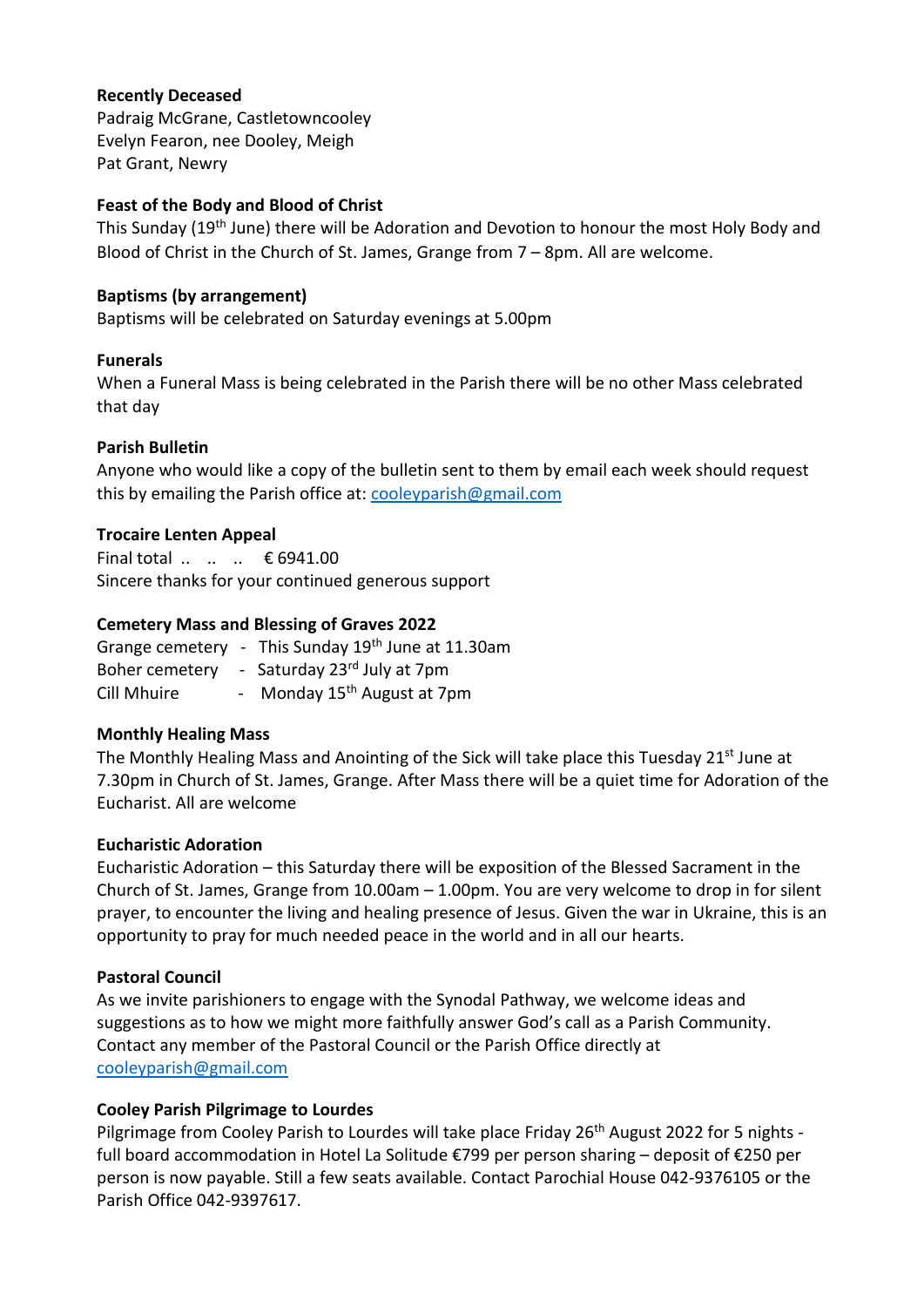**Recently Deceased**
Padraig McGrane, Castletowncooley
Evelyn Fearon, nee Dooley, Meigh
Pat Grant, Newry

**Feast of the Body and Blood of Christ**
This Sunday (19th June) there will be Adoration and Devotion to honour the most Holy Body and Blood of Christ in the Church of St. James, Grange from 7 – 8pm. All are welcome.

**Baptisms (by arrangement)**
Baptisms will be celebrated on Saturday evenings at 5.00pm

**Funerals**
When a Funeral Mass is being celebrated in the Parish there will be no other Mass celebrated that day

**Parish Bulletin**
Anyone who would like a copy of the bulletin sent to them by email each week should request this by emailing the Parish office at: cooleyparish@gmail.com

**Trocaire Lenten Appeal**
Final total .. .. .. € 6941.00
Sincere thanks for your continued generous support

**Cemetery Mass and Blessing of Graves 2022**
Grange cemetery - This Sunday 19th June at 11.30am
Boher cemetery - Saturday 23rd July at 7pm
Cill Mhuire - Monday 15th August at 7pm

**Monthly Healing Mass**
The Monthly Healing Mass and Anointing of the Sick will take place this Tuesday 21st June at 7.30pm in Church of St. James, Grange. After Mass there will be a quiet time for Adoration of the Eucharist. All are welcome

**Eucharistic Adoration**
Eucharistic Adoration – this Saturday there will be exposition of the Blessed Sacrament in the Church of St. James, Grange from 10.00am – 1.00pm. You are very welcome to drop in for silent prayer, to encounter the living and healing presence of Jesus. Given the war in Ukraine, this is an opportunity to pray for much needed peace in the world and in all our hearts.

**Pastoral Council**
As we invite parishioners to engage with the Synodal Pathway, we welcome ideas and suggestions as to how we might more faithfully answer God's call as a Parish Community. Contact any member of the Pastoral Council or the Parish Office directly at cooleyparish@gmail.com

**Cooley Parish Pilgrimage to Lourdes**
Pilgrimage from Cooley Parish to Lourdes will take place Friday 26th August 2022 for 5 nights - full board accommodation in Hotel La Solitude €799 per person sharing – deposit of €250 per person is now payable. Still a few seats available. Contact Parochial House 042-9376105 or the Parish Office 042-9397617.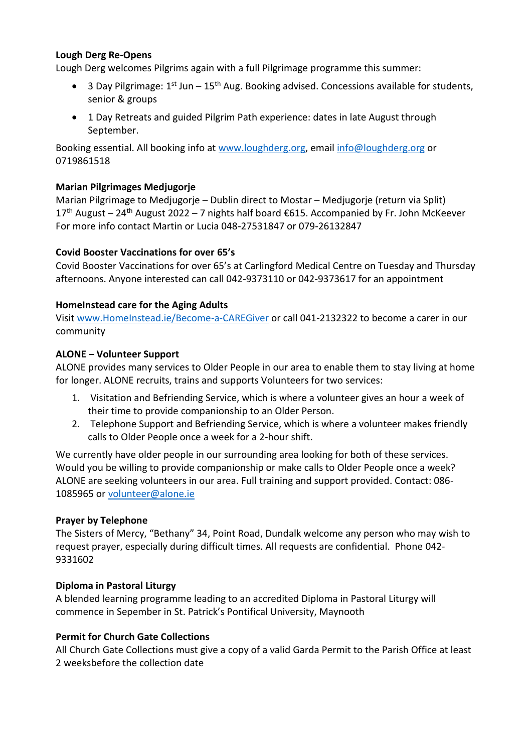**Lough Derg Re-Opens**

Lough Derg welcomes Pilgrims again with a full Pilgrimage programme this summer:

- 3 Day Pilgrimage: 1st Jun – 15th Aug. Booking advised. Concessions available for students, senior & groups
- 1 Day Retreats and guided Pilgrim Path experience: dates in late August through September.

Booking essential. All booking info at www.loughderg.org, email info@loughderg.org or 0719861518

**Marian Pilgrimages Medjugorje**

Marian Pilgrimage to Medjugorje – Dublin direct to Mostar – Medjugorje (return via Split) 17th August – 24th August 2022 – 7 nights half board €615. Accompanied by Fr. John McKeever For more info contact Martin or Lucia 048-27531847 or 079-26132847

**Covid Booster Vaccinations for over 65's**

Covid Booster Vaccinations for over 65's at Carlingford Medical Centre on Tuesday and Thursday afternoons. Anyone interested can call 042-9373110 or 042-9373617 for an appointment

**HomeInstead care for the Aging Adults**

Visit www.HomeInstead.ie/Become-a-CAREGiver or call 041-2132322 to become a carer in our community

**ALONE – Volunteer Support**

ALONE provides many services to Older People in our area to enable them to stay living at home for longer. ALONE recruits, trains and supports Volunteers for two services:

1. Visitation and Befriending Service, which is where a volunteer gives an hour a week of their time to provide companionship to an Older Person.
2. Telephone Support and Befriending Service, which is where a volunteer makes friendly calls to Older People once a week for a 2-hour shift.

We currently have older people in our surrounding area looking for both of these services. Would you be willing to provide companionship or make calls to Older People once a week? ALONE are seeking volunteers in our area. Full training and support provided. Contact: 086-1085965 or volunteer@alone.ie

**Prayer by Telephone**

The Sisters of Mercy, "Bethany" 34, Point Road, Dundalk welcome any person who may wish to request prayer, especially during difficult times. All requests are confidential. Phone 042-9331602

**Diploma in Pastoral Liturgy**

A blended learning programme leading to an accredited Diploma in Pastoral Liturgy will commence in Sepember in St. Patrick's Pontifical University, Maynooth

**Permit for Church Gate Collections**

All Church Gate Collections must give a copy of a valid Garda Permit to the Parish Office at least 2 weeksbefore the collection date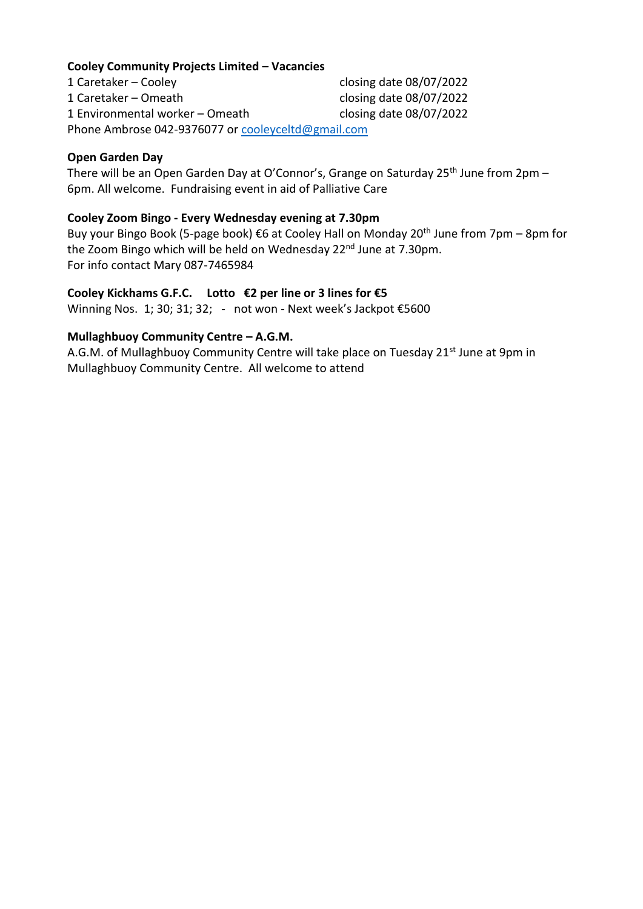**Cooley Community Projects Limited – Vacancies**

1 Caretaker – Cooley closing date 08/07/2022
1 Caretaker – Omeath closing date 08/07/2022
1 Environmental worker – Omeath closing date 08/07/2022
Phone Ambrose 042-9376077 or cooleyceltd@gmail.com

**Open Garden Day**

There will be an Open Garden Day at O'Connor's, Grange on Saturday 25th June from 2pm – 6pm. All welcome. Fundraising event in aid of Palliative Care

**Cooley Zoom Bingo - Every Wednesday evening at 7.30pm**

Buy your Bingo Book (5-page book) €6 at Cooley Hall on Monday 20th June from 7pm – 8pm for the Zoom Bingo which will be held on Wednesday 22nd June at 7.30pm.
For info contact Mary 087-7465984

**Cooley Kickhams G.F.C. Lotto €2 per line or 3 lines for €5**

Winning Nos. 1; 30; 31; 32; - not won - Next week's Jackpot €5600

**Mullaghbuoy Community Centre – A.G.M.**

A.G.M. of Mullaghbuoy Community Centre will take place on Tuesday 21st June at 9pm in Mullaghbuoy Community Centre. All welcome to attend